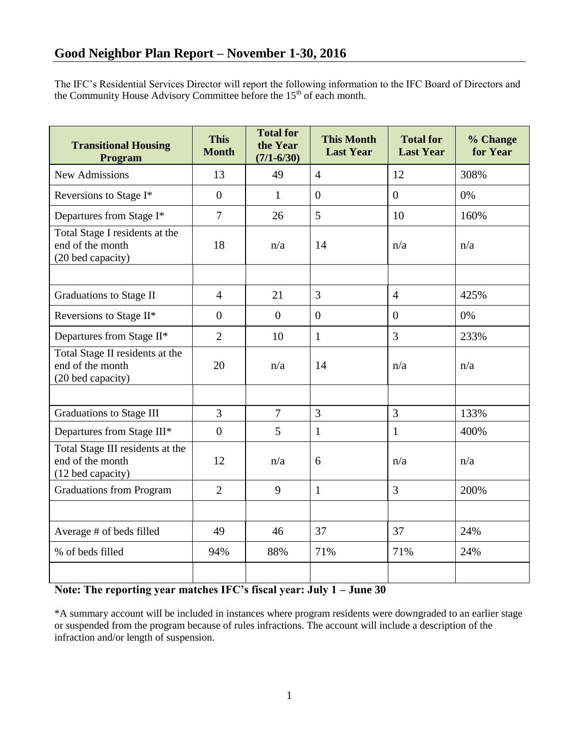## Good Neighbor Plan Report – November 1-30, 2016

The IFC's Residential Services Director will report the following information to the IFC Board of Directors and the Community House Advisory Committee before the 15th of each month.

| Transitional Housing Program | This Month | Total for the Year (7/1-6/30) | This Month Last Year | Total for Last Year | % Change for Year |
|---|---|---|---|---|---|
| New Admissions | 13 | 49 | 4 | 12 | 308% |
| Reversions to Stage I* | 0 | 1 | 0 | 0 | 0% |
| Departures from Stage I* | 7 | 26 | 5 | 10 | 160% |
| Total Stage I residents at the end of the month (20 bed capacity) | 18 | n/a | 14 | n/a | n/a |
| | | | | | |
| Graduations to Stage II | 4 | 21 | 3 | 4 | 425% |
| Reversions to Stage II* | 0 | 0 | 0 | 0 | 0% |
| Departures from Stage II* | 2 | 10 | 1 | 3 | 233% |
| Total Stage II residents at the end of the month (20 bed capacity) | 20 | n/a | 14 | n/a | n/a |
| | | | | | |
| Graduations to Stage III | 3 | 7 | 3 | 3 | 133% |
| Departures from Stage III* | 0 | 5 | 1 | 1 | 400% |
| Total Stage III residents at the end of the month (12 bed capacity) | 12 | n/a | 6 | n/a | n/a |
| Graduations from Program | 2 | 9 | 1 | 3 | 200% |
| | | | | | |
| Average # of beds filled | 49 | 46 | 37 | 37 | 24% |
| % of beds filled | 94% | 88% | 71% | 71% | 24% |
| | | | | | |

**Note: The reporting year matches IFC's fiscal year: July 1 – June 30**

*A summary account will be included in instances where program residents were downgraded to an earlier stage or suspended from the program because of rules infractions. The account will include a description of the infraction and/or length of suspension.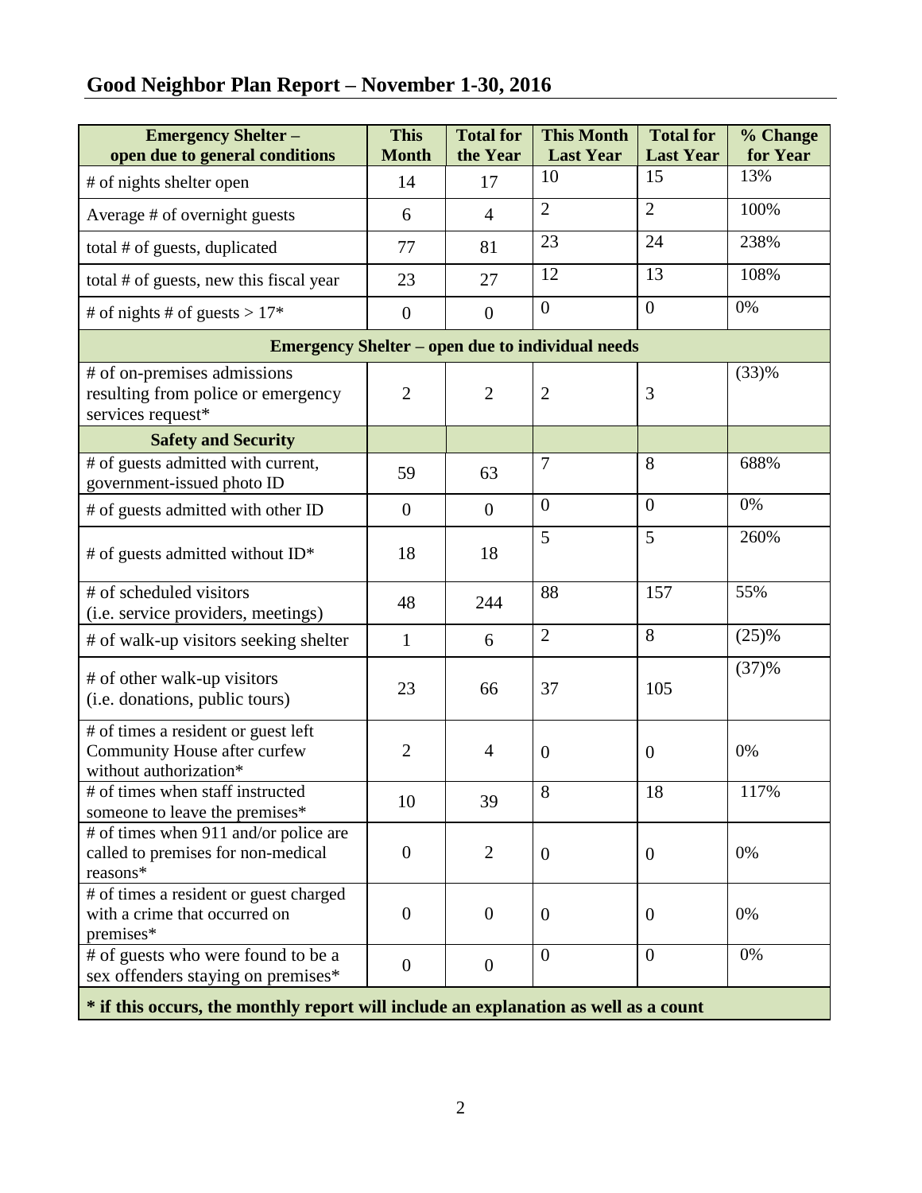## Good Neighbor Plan Report – November 1-30, 2016

| Emergency Shelter – open due to general conditions | This Month | Total for the Year | This Month Last Year | Total for Last Year | % Change for Year |
|---|---|---|---|---|---|
| # of nights shelter open | 14 | 17 | 10 | 15 | 13% |
| Average # of overnight guests | 6 | 4 | 2 | 2 | 100% |
| total # of guests, duplicated | 77 | 81 | 23 | 24 | 238% |
| total # of guests, new this fiscal year | 23 | 27 | 12 | 13 | 108% |
| # of nights # of guests > 17* | 0 | 0 | 0 | 0 | 0% |
| **Emergency Shelter – open due to individual needs** | | | | | |
| # of on-premises admissions resulting from police or emergency services request* | 2 | 2 | 2 | 3 | (33)% |
| **Safety and Security** | | | | | |
| # of guests admitted with current, government-issued photo ID | 59 | 63 | 7 | 8 | 688% |
| # of guests admitted with other ID | 0 | 0 | 0 | 0 | 0% |
| # of guests admitted without ID* | 18 | 18 | 5 | 5 | 260% |
| # of scheduled visitors (i.e. service providers, meetings) | 48 | 244 | 88 | 157 | 55% |
| # of walk-up visitors seeking shelter | 1 | 6 | 2 | 8 | (25)% |
| # of other walk-up visitors (i.e. donations, public tours) | 23 | 66 | 37 | 105 | (37)% |
| # of times a resident or guest left Community House after curfew without authorization* | 2 | 4 | 0 | 0 | 0% |
| # of times when staff instructed someone to leave the premises* | 10 | 39 | 8 | 18 | 117% |
| # of times when 911 and/or police are called to premises for non-medical reasons* | 0 | 2 | 0 | 0 | 0% |
| # of times a resident or guest charged with a crime that occurred on premises* | 0 | 0 | 0 | 0 | 0% |
| # of guests who were found to be a sex offenders staying on premises* | 0 | 0 | 0 | 0 | 0% |

**\* if this occurs, the monthly report will include an explanation as well as a count**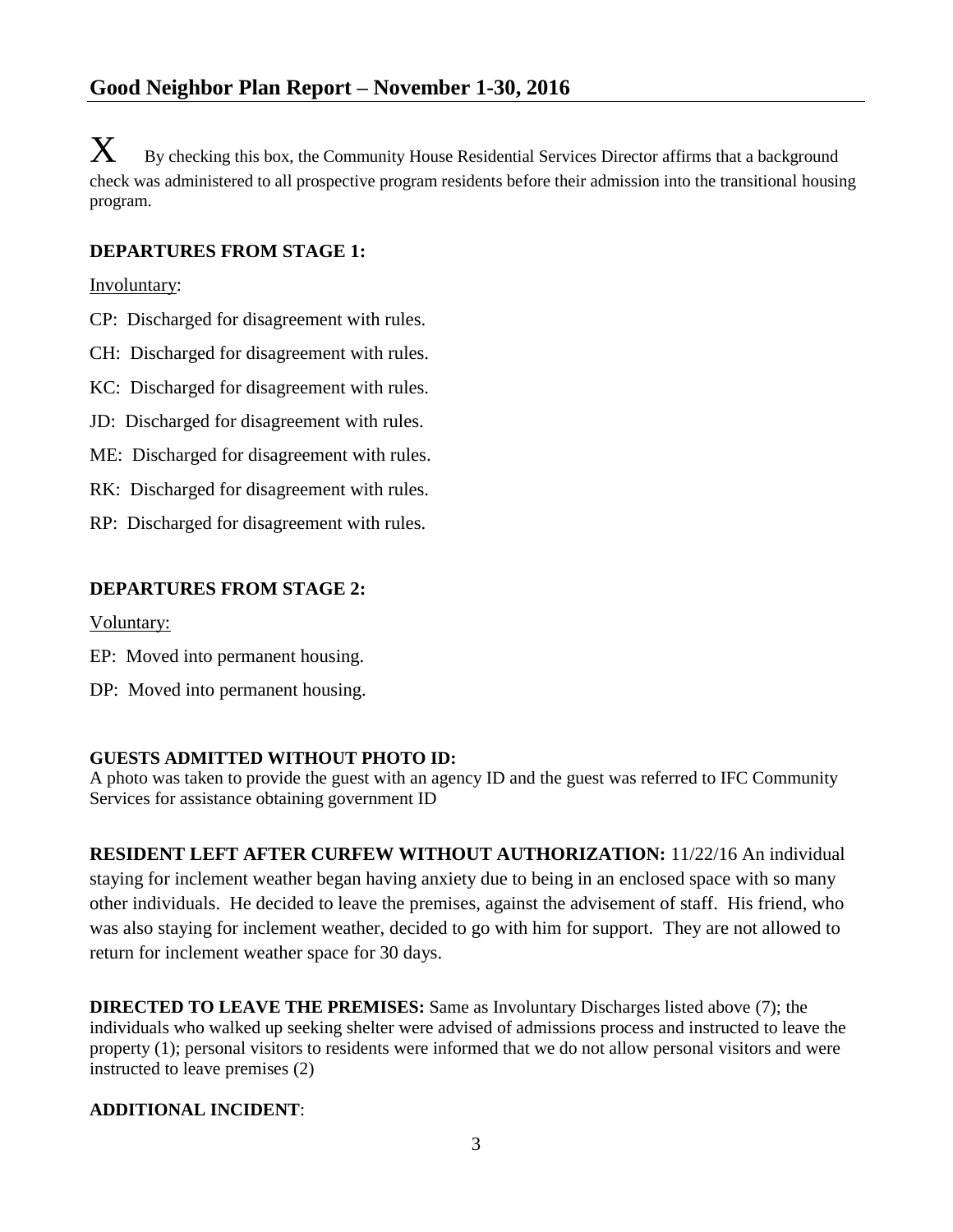## Good Neighbor Plan Report – November 1-30, 2016

X By checking this box, the Community House Residential Services Director affirms that a background check was administered to all prospective program residents before their admission into the transitional housing program.

**DEPARTURES FROM STAGE 1:**

Involuntary:

CP: Discharged for disagreement with rules.

CH: Discharged for disagreement with rules.

KC: Discharged for disagreement with rules.

JD: Discharged for disagreement with rules.

ME: Discharged for disagreement with rules.

RK: Discharged for disagreement with rules.

RP: Discharged for disagreement with rules.

**DEPARTURES FROM STAGE 2:**

Voluntary:

EP: Moved into permanent housing.

DP: Moved into permanent housing.

**GUESTS ADMITTED WITHOUT PHOTO ID:**
A photo was taken to provide the guest with an agency ID and the guest was referred to IFC Community Services for assistance obtaining government ID

**RESIDENT LEFT AFTER CURFEW WITHOUT AUTHORIZATION:** 11/22/16 An individual staying for inclement weather began having anxiety due to being in an enclosed space with so many other individuals. He decided to leave the premises, against the advisement of staff. His friend, who was also staying for inclement weather, decided to go with him for support. They are not allowed to return for inclement weather space for 30 days.

**DIRECTED TO LEAVE THE PREMISES:** Same as Involuntary Discharges listed above (7); the individuals who walked up seeking shelter were advised of admissions process and instructed to leave the property (1); personal visitors to residents were informed that we do not allow personal visitors and were instructed to leave premises (2)

**ADDITIONAL INCIDENT**: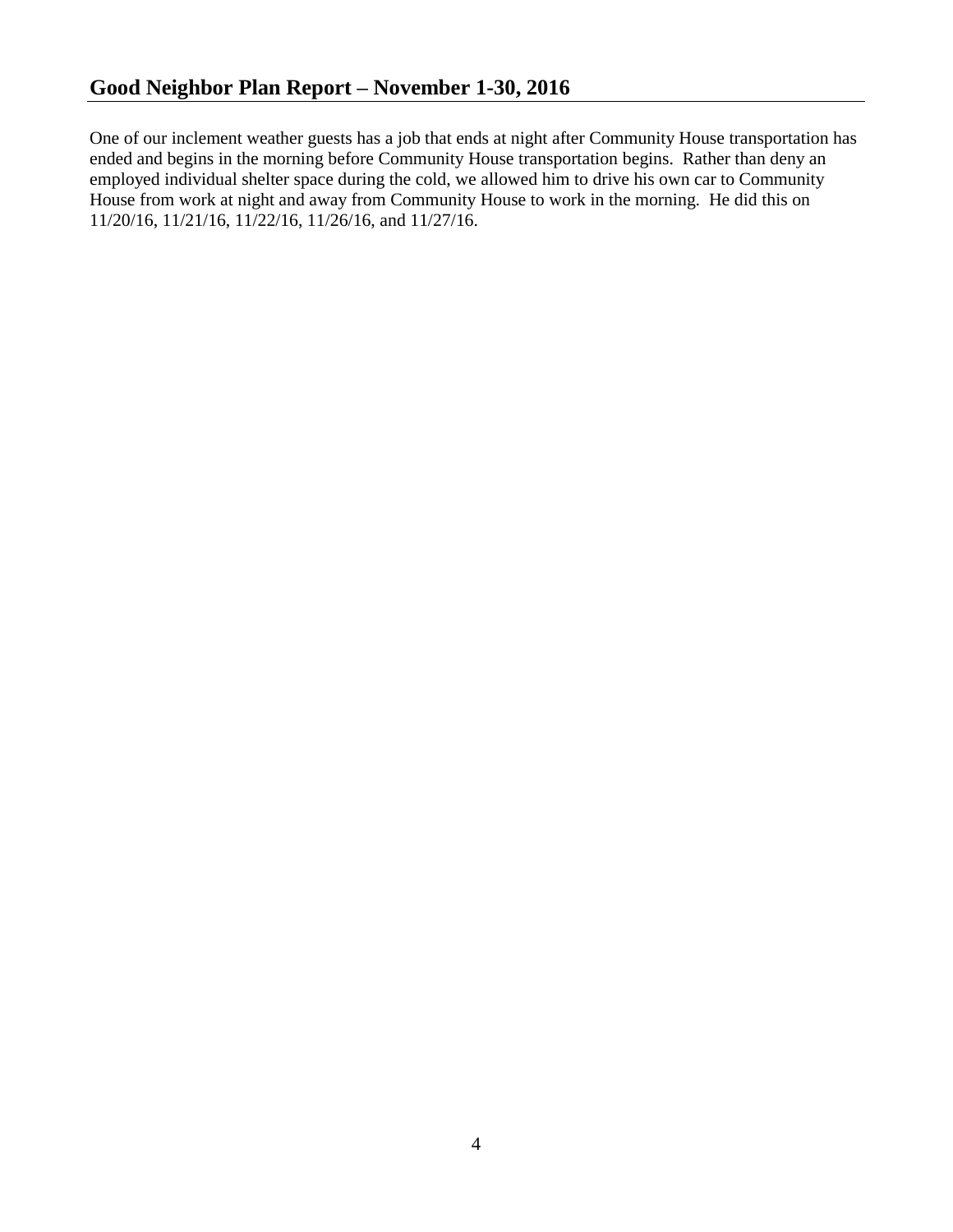## Good Neighbor Plan Report – November 1-30, 2016

One of our inclement weather guests has a job that ends at night after Community House transportation has ended and begins in the morning before Community House transportation begins. Rather than deny an employed individual shelter space during the cold, we allowed him to drive his own car to Community House from work at night and away from Community House to work in the morning. He did this on 11/20/16, 11/21/16, 11/22/16, 11/26/16, and 11/27/16.